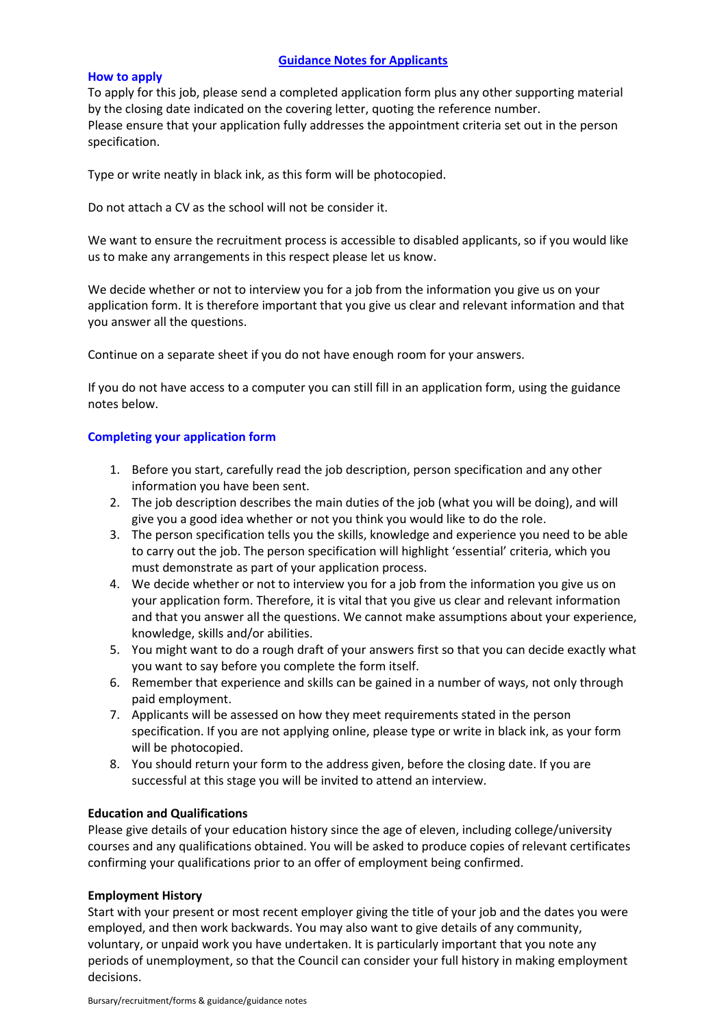# Guidance Notes for Applicants

## How to apply

To apply for this job, please send a completed application form plus any other supporting material by the closing date indicated on the covering letter, quoting the reference number.
Please ensure that your application fully addresses the appointment criteria set out in the person specification.

Type or write neatly in black ink, as this form will be photocopied.

Do not attach a CV as the school will not be consider it.

We want to ensure the recruitment process is accessible to disabled applicants, so if you would like us to make any arrangements in this respect please let us know.

We decide whether or not to interview you for a job from the information you give us on your application form. It is therefore important that you give us clear and relevant information and that you answer all the questions.

Continue on a separate sheet if you do not have enough room for your answers.

If you do not have access to a computer you can still fill in an application form, using the guidance notes below.

## Completing your application form

1. Before you start, carefully read the job description, person specification and any other information you have been sent.
2. The job description describes the main duties of the job (what you will be doing), and will give you a good idea whether or not you think you would like to do the role.
3. The person specification tells you the skills, knowledge and experience you need to be able to carry out the job. The person specification will highlight 'essential' criteria, which you must demonstrate as part of your application process.
4. We decide whether or not to interview you for a job from the information you give us on your application form. Therefore, it is vital that you give us clear and relevant information and that you answer all the questions. We cannot make assumptions about your experience, knowledge, skills and/or abilities.
5. You might want to do a rough draft of your answers first so that you can decide exactly what you want to say before you complete the form itself.
6. Remember that experience and skills can be gained in a number of ways, not only through paid employment.
7. Applicants will be assessed on how they meet requirements stated in the person specification. If you are not applying online, please type or write in black ink, as your form will be photocopied.
8. You should return your form to the address given, before the closing date. If you are successful at this stage you will be invited to attend an interview.

### Education and Qualifications

Please give details of your education history since the age of eleven, including college/university courses and any qualifications obtained. You will be asked to produce copies of relevant certificates confirming your qualifications prior to an offer of employment being confirmed.

### Employment History

Start with your present or most recent employer giving the title of your job and the dates you were employed, and then work backwards. You may also want to give details of any community, voluntary, or unpaid work you have undertaken. It is particularly important that you note any periods of unemployment, so that the Council can consider your full history in making employment decisions.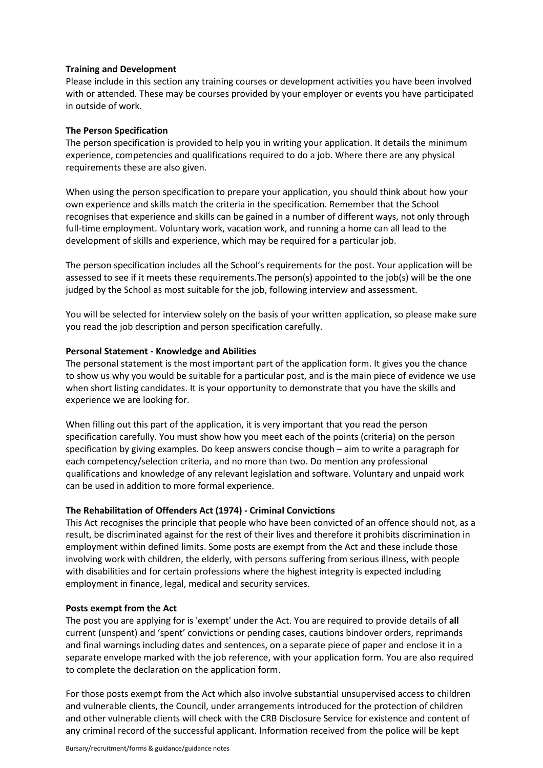**Training and Development**

Please include in this section any training courses or development activities you have been involved with or attended. These may be courses provided by your employer or events you have participated in outside of work.

**The Person Specification**

The person specification is provided to help you in writing your application. It details the minimum experience, competencies and qualifications required to do a job. Where there are any physical requirements these are also given.

When using the person specification to prepare your application, you should think about how your own experience and skills match the criteria in the specification. Remember that the School recognises that experience and skills can be gained in a number of different ways, not only through full-time employment. Voluntary work, vacation work, and running a home can all lead to the development of skills and experience, which may be required for a particular job.

The person specification includes all the School's requirements for the post. Your application will be assessed to see if it meets these requirements.The person(s) appointed to the job(s) will be the one judged by the School as most suitable for the job, following interview and assessment.

You will be selected for interview solely on the basis of your written application, so please make sure you read the job description and person specification carefully.

**Personal Statement - Knowledge and Abilities**

The personal statement is the most important part of the application form. It gives you the chance to show us why you would be suitable for a particular post, and is the main piece of evidence we use when short listing candidates. It is your opportunity to demonstrate that you have the skills and experience we are looking for.

When filling out this part of the application, it is very important that you read the person specification carefully. You must show how you meet each of the points (criteria) on the person specification by giving examples. Do keep answers concise though – aim to write a paragraph for each competency/selection criteria, and no more than two. Do mention any professional qualifications and knowledge of any relevant legislation and software. Voluntary and unpaid work can be used in addition to more formal experience.

**The Rehabilitation of Offenders Act (1974) - Criminal Convictions**

This Act recognises the principle that people who have been convicted of an offence should not, as a result, be discriminated against for the rest of their lives and therefore it prohibits discrimination in employment within defined limits. Some posts are exempt from the Act and these include those involving work with children, the elderly, with persons suffering from serious illness, with people with disabilities and for certain professions where the highest integrity is expected including employment in finance, legal, medical and security services.

**Posts exempt from the Act**

The post you are applying for is 'exempt' under the Act. You are required to provide details of **all** current (unspent) and 'spent' convictions or pending cases, cautions bindover orders, reprimands and final warnings including dates and sentences, on a separate piece of paper and enclose it in a separate envelope marked with the job reference, with your application form. You are also required to complete the declaration on the application form.

For those posts exempt from the Act which also involve substantial unsupervised access to children and vulnerable clients, the Council, under arrangements introduced for the protection of children and other vulnerable clients will check with the CRB Disclosure Service for existence and content of any criminal record of the successful applicant. Information received from the police will be kept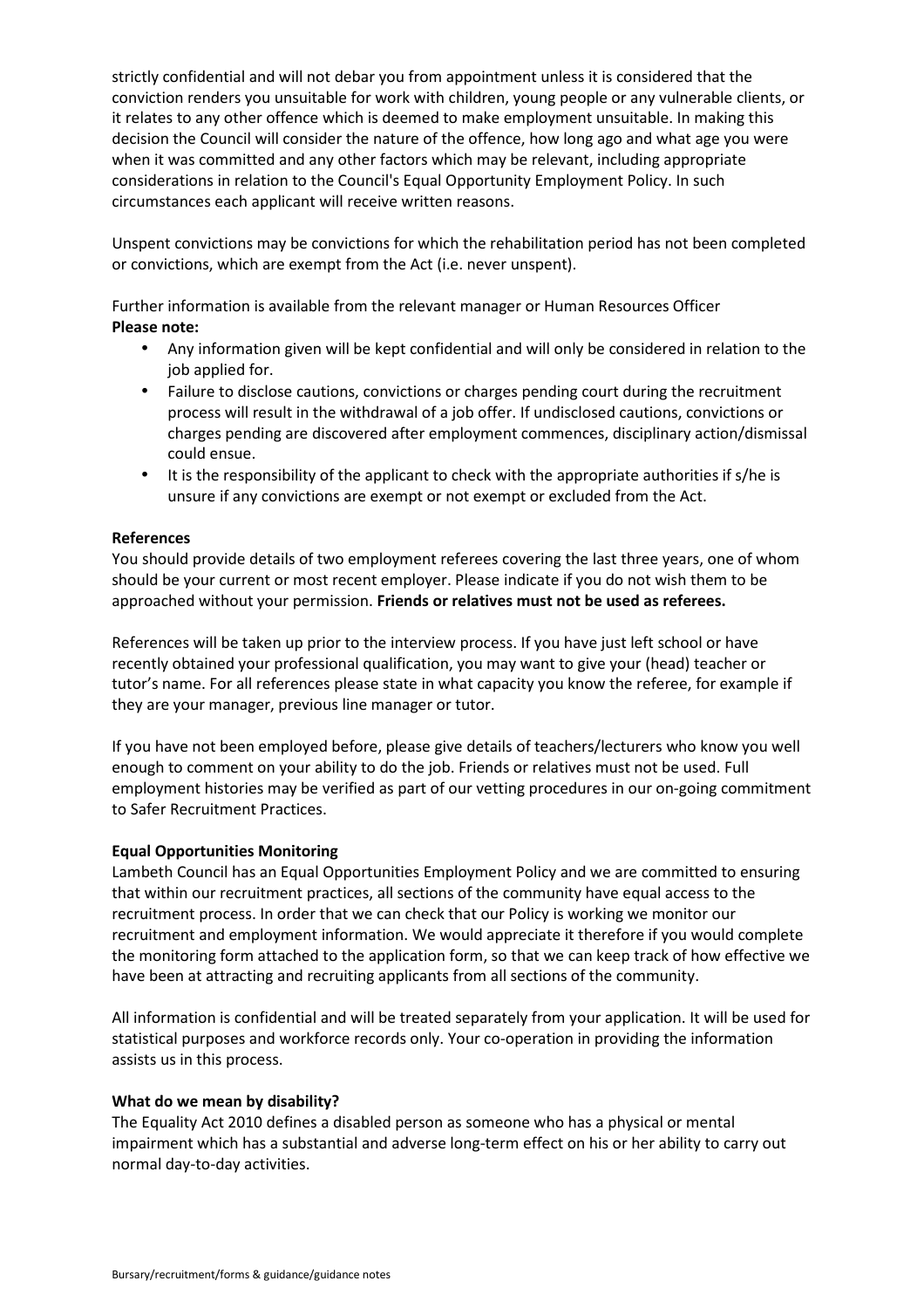strictly confidential and will not debar you from appointment unless it is considered that the conviction renders you unsuitable for work with children, young people or any vulnerable clients, or it relates to any other offence which is deemed to make employment unsuitable. In making this decision the Council will consider the nature of the offence, how long ago and what age you were when it was committed and any other factors which may be relevant, including appropriate considerations in relation to the Council's Equal Opportunity Employment Policy. In such circumstances each applicant will receive written reasons.

Unspent convictions may be convictions for which the rehabilitation period has not been completed or convictions, which are exempt from the Act (i.e. never unspent).

Further information is available from the relevant manager or Human Resources Officer
**Please note:**

- Any information given will be kept confidential and will only be considered in relation to the job applied for.
- Failure to disclose cautions, convictions or charges pending court during the recruitment process will result in the withdrawal of a job offer. If undisclosed cautions, convictions or charges pending are discovered after employment commences, disciplinary action/dismissal could ensue.
- It is the responsibility of the applicant to check with the appropriate authorities if s/he is unsure if any convictions are exempt or not exempt or excluded from the Act.

**References**
You should provide details of two employment referees covering the last three years, one of whom should be your current or most recent employer. Please indicate if you do not wish them to be approached without your permission. **Friends or relatives must not be used as referees.**

References will be taken up prior to the interview process. If you have just left school or have recently obtained your professional qualification, you may want to give your (head) teacher or tutor's name. For all references please state in what capacity you know the referee, for example if they are your manager, previous line manager or tutor.

If you have not been employed before, please give details of teachers/lecturers who know you well enough to comment on your ability to do the job. Friends or relatives must not be used. Full employment histories may be verified as part of our vetting procedures in our on-going commitment to Safer Recruitment Practices.

**Equal Opportunities Monitoring**
Lambeth Council has an Equal Opportunities Employment Policy and we are committed to ensuring that within our recruitment practices, all sections of the community have equal access to the recruitment process. In order that we can check that our Policy is working we monitor our recruitment and employment information. We would appreciate it therefore if you would complete the monitoring form attached to the application form, so that we can keep track of how effective we have been at attracting and recruiting applicants from all sections of the community.

All information is confidential and will be treated separately from your application. It will be used for statistical purposes and workforce records only. Your co-operation in providing the information assists us in this process.

**What do we mean by disability?**
The Equality Act 2010 defines a disabled person as someone who has a physical or mental impairment which has a substantial and adverse long-term effect on his or her ability to carry out normal day-to-day activities.